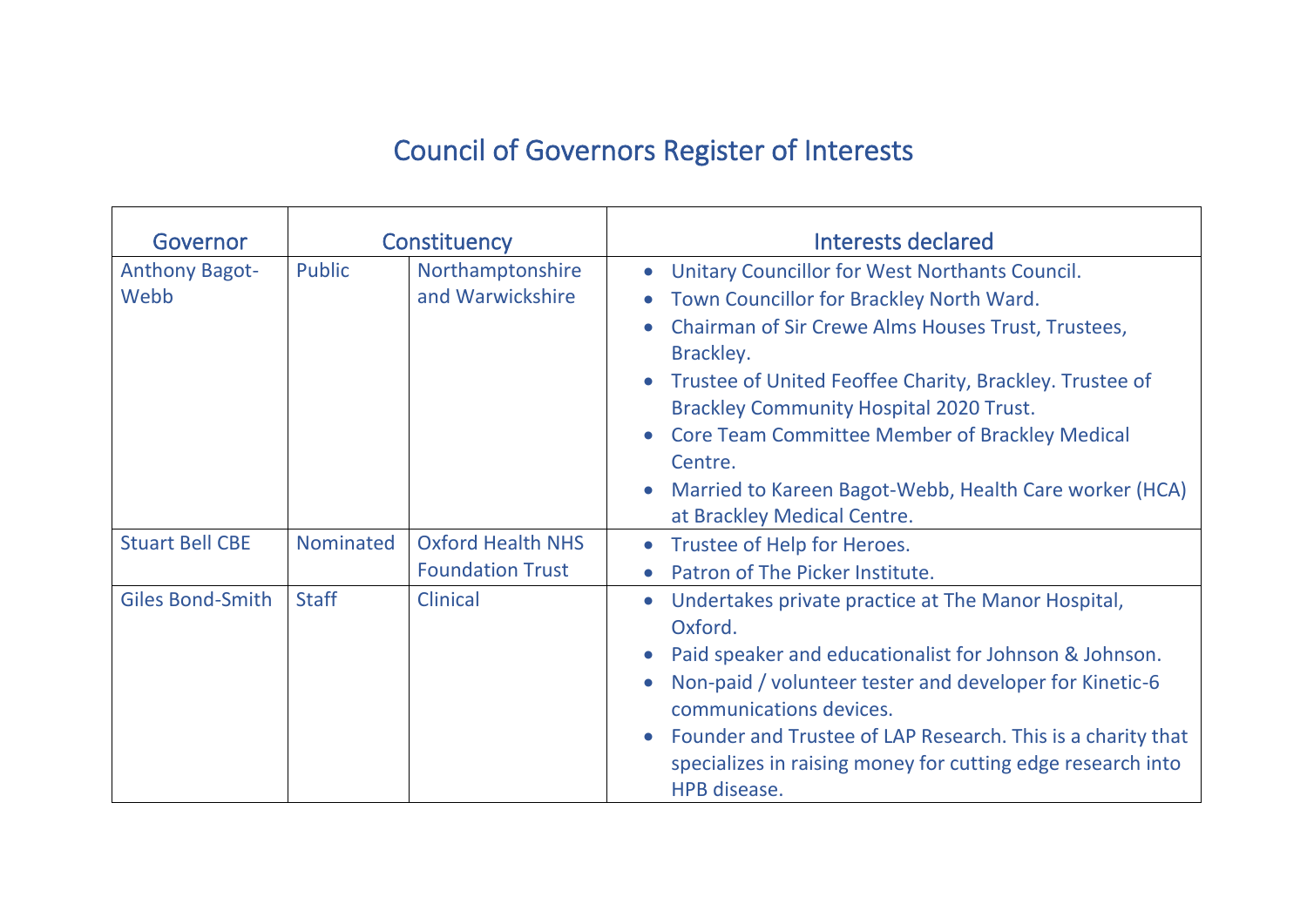# Council of Governors Register of Interests

| Governor | Constituency | | Interests declared |
|---|---|---|---|
| Anthony Bagot-Webb | Public | Northamptonshire and Warwickshire | • Unitary Councillor for West Northants Council.<br>• Town Councillor for Brackley North Ward.<br>• Chairman of Sir Crewe Alms Houses Trust, Trustees, Brackley.<br>• Trustee of United Feoffee Charity, Brackley. Trustee of Brackley Community Hospital 2020 Trust.<br>• Core Team Committee Member of Brackley Medical Centre.<br>• Married to Kareen Bagot-Webb, Health Care worker (HCA) at Brackley Medical Centre. |
| Stuart Bell CBE | Nominated | Oxford Health NHS Foundation Trust | • Trustee of Help for Heroes.<br>• Patron of The Picker Institute. |
| Giles Bond-Smith | Staff | Clinical | • Undertakes private practice at The Manor Hospital, Oxford.<br>• Paid speaker and educationalist for Johnson & Johnson.<br>• Non-paid / volunteer tester and developer for Kinetic-6 communications devices.<br>• Founder and Trustee of LAP Research. This is a charity that specializes in raising money for cutting edge research into HPB disease. |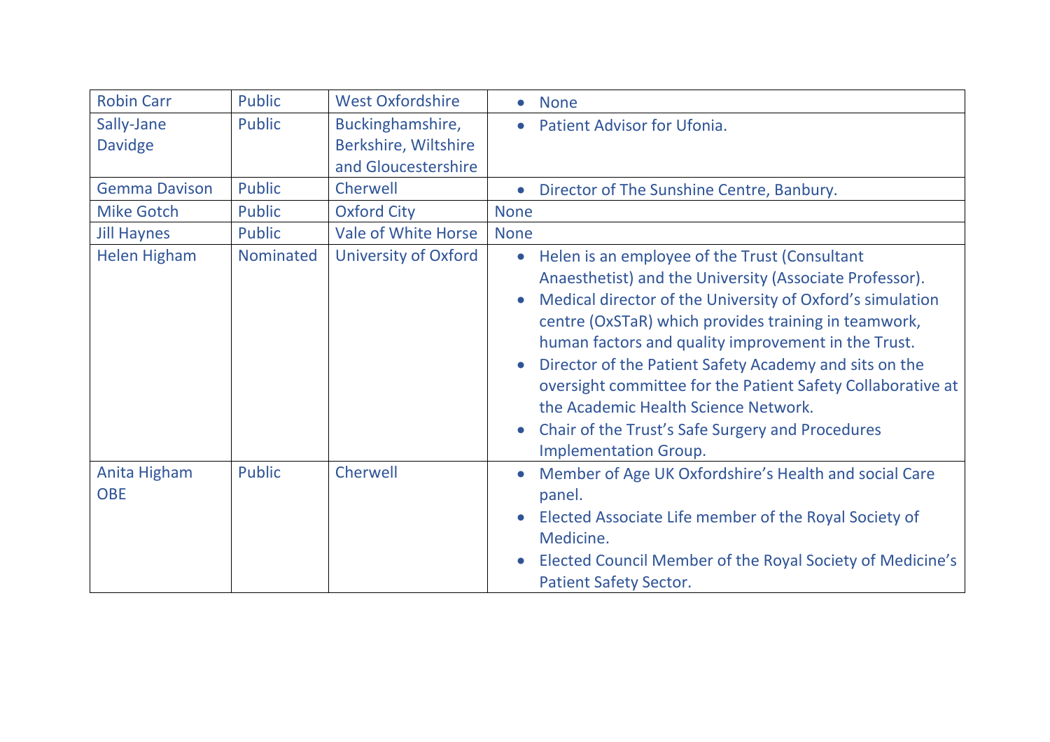| Robin Carr | Public | West Oxfordshire | • None |
|---|---|---|---|
| Sally-Jane Davidge | Public | Buckinghamshire, Berkshire, Wiltshire and Gloucestershire | • Patient Advisor for Ufonia. |
| Gemma Davison | Public | Cherwell | • Director of The Sunshine Centre, Banbury. |
| Mike Gotch | Public | Oxford City | None |
| Jill Haynes | Public | Vale of White Horse | None |
| Helen Higham | Nominated | University of Oxford | • Helen is an employee of the Trust (Consultant Anaesthetist) and the University (Associate Professor).<br>• Medical director of the University of Oxford's simulation centre (OxSTaR) which provides training in teamwork, human factors and quality improvement in the Trust.<br>• Director of the Patient Safety Academy and sits on the oversight committee for the Patient Safety Collaborative at the Academic Health Science Network.<br>• Chair of the Trust's Safe Surgery and Procedures Implementation Group. |
| Anita Higham OBE | Public | Cherwell | • Member of Age UK Oxfordshire's Health and social Care panel.<br>• Elected Associate Life member of the Royal Society of Medicine.<br>• Elected Council Member of the Royal Society of Medicine's Patient Safety Sector. |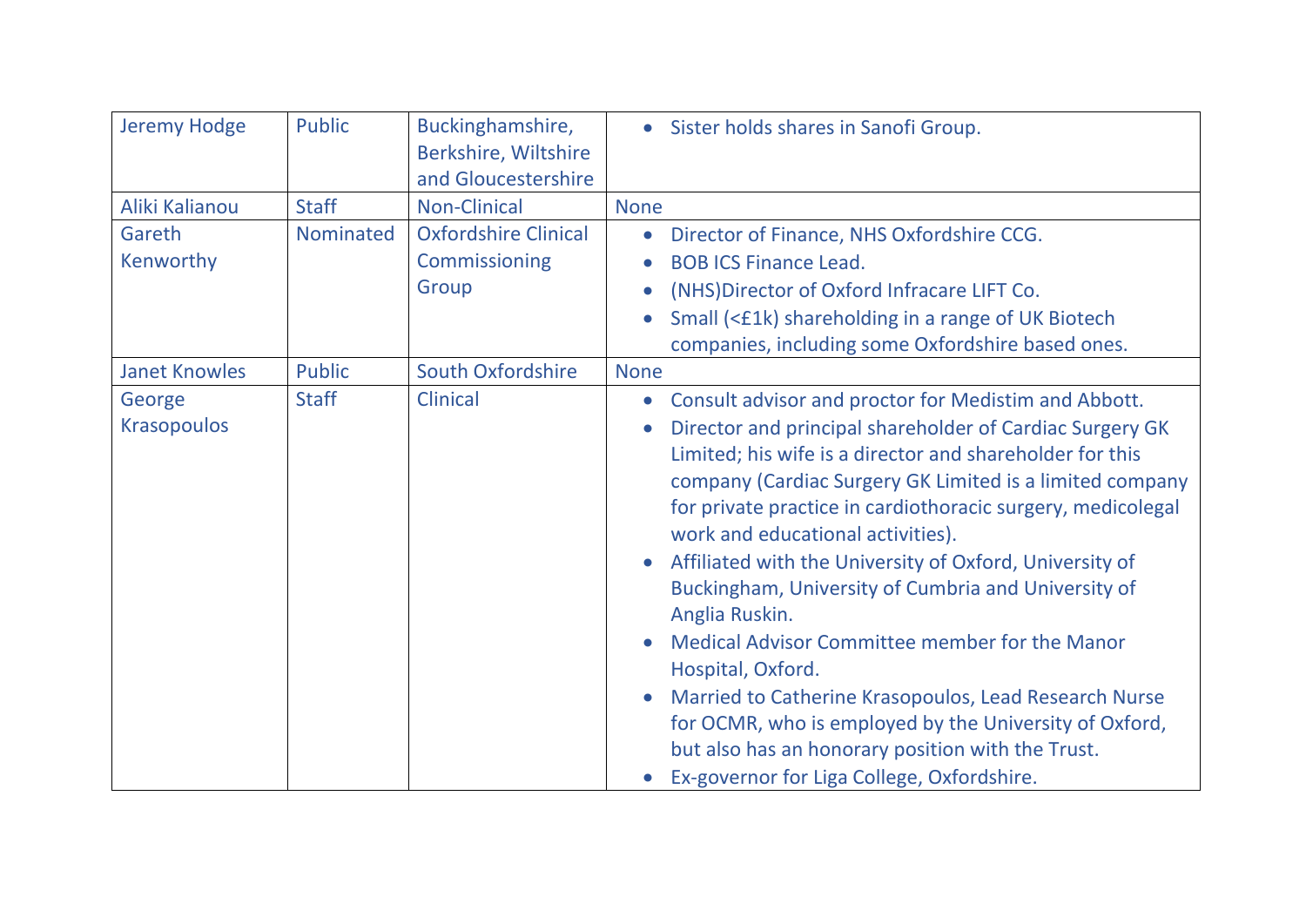| | | | |
|---|---|---|---|
| Jeremy Hodge | Public | Buckinghamshire, Berkshire, Wiltshire and Gloucestershire | • Sister holds shares in Sanofi Group. |
| Aliki Kalianou | Staff | Non-Clinical | None |
| Gareth Kenworthy | Nominated | Oxfordshire Clinical Commissioning Group | • Director of Finance, NHS Oxfordshire CCG.<br>• BOB ICS Finance Lead.<br>• (NHS)Director of Oxford Infracare LIFT Co.<br>• Small (<£1k) shareholding in a range of UK Biotech companies, including some Oxfordshire based ones. |
| Janet Knowles | Public | South Oxfordshire | None |
| George Krasopoulos | Staff | Clinical | • Consult advisor and proctor for Medistim and Abbott.<br>• Director and principal shareholder of Cardiac Surgery GK Limited; his wife is a director and shareholder for this company (Cardiac Surgery GK Limited is a limited company for private practice in cardiothoracic surgery, medicolegal work and educational activities).<br>• Affiliated with the University of Oxford, University of Buckingham, University of Cumbria and University of Anglia Ruskin.<br>• Medical Advisor Committee member for the Manor Hospital, Oxford.<br>• Married to Catherine Krasopoulos, Lead Research Nurse for OCMR, who is employed by the University of Oxford, but also has an honorary position with the Trust.<br>• Ex-governor for Liga College, Oxfordshire. |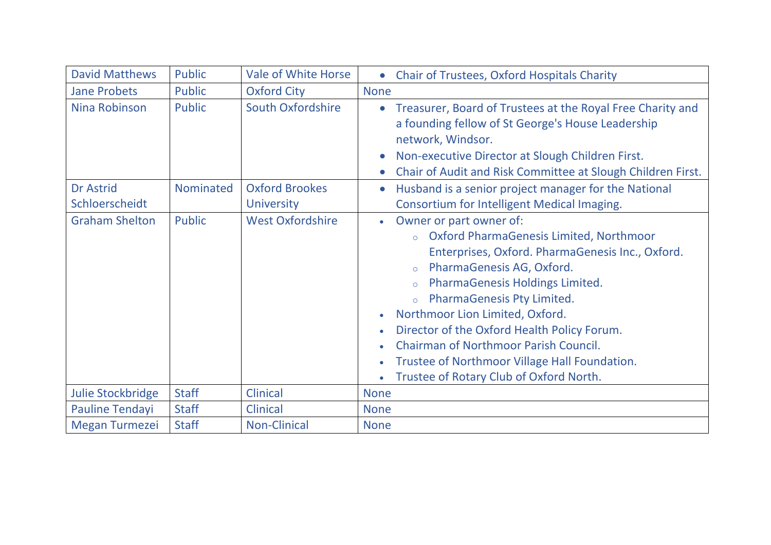| | | | |
|---|---|---|---|
| David Matthews | Public | Vale of White Horse | • Chair of Trustees, Oxford Hospitals Charity |
| Jane Probets | Public | Oxford City | None |
| Nina Robinson | Public | South Oxfordshire | • Treasurer, Board of Trustees at the Royal Free Charity and a founding fellow of St George's House Leadership network, Windsor.<br>• Non-executive Director at Slough Children First.<br>• Chair of Audit and Risk Committee at Slough Children First. |
| Dr Astrid Schloerscheidt | Nominated | Oxford Brookes University | • Husband is a senior project manager for the National Consortium for Intelligent Medical Imaging. |
| Graham Shelton | Public | West Oxfordshire | • Owner or part owner of:<br>&nbsp;&nbsp;&nbsp;&nbsp;○ Oxford PharmaGenesis Limited, Northmoor Enterprises, Oxford. PharmaGenesis Inc., Oxford.<br>&nbsp;&nbsp;&nbsp;&nbsp;○ PharmaGenesis AG, Oxford.<br>&nbsp;&nbsp;&nbsp;&nbsp;○ PharmaGenesis Holdings Limited.<br>&nbsp;&nbsp;&nbsp;&nbsp;○ PharmaGenesis Pty Limited.<br>• Northmoor Lion Limited, Oxford.<br>• Director of the Oxford Health Policy Forum.<br>• Chairman of Northmoor Parish Council.<br>• Trustee of Northmoor Village Hall Foundation.<br>• Trustee of Rotary Club of Oxford North. |
| Julie Stockbridge | Staff | Clinical | None |
| Pauline Tendayi | Staff | Clinical | None |
| Megan Turmezei | Staff | Non-Clinical | None |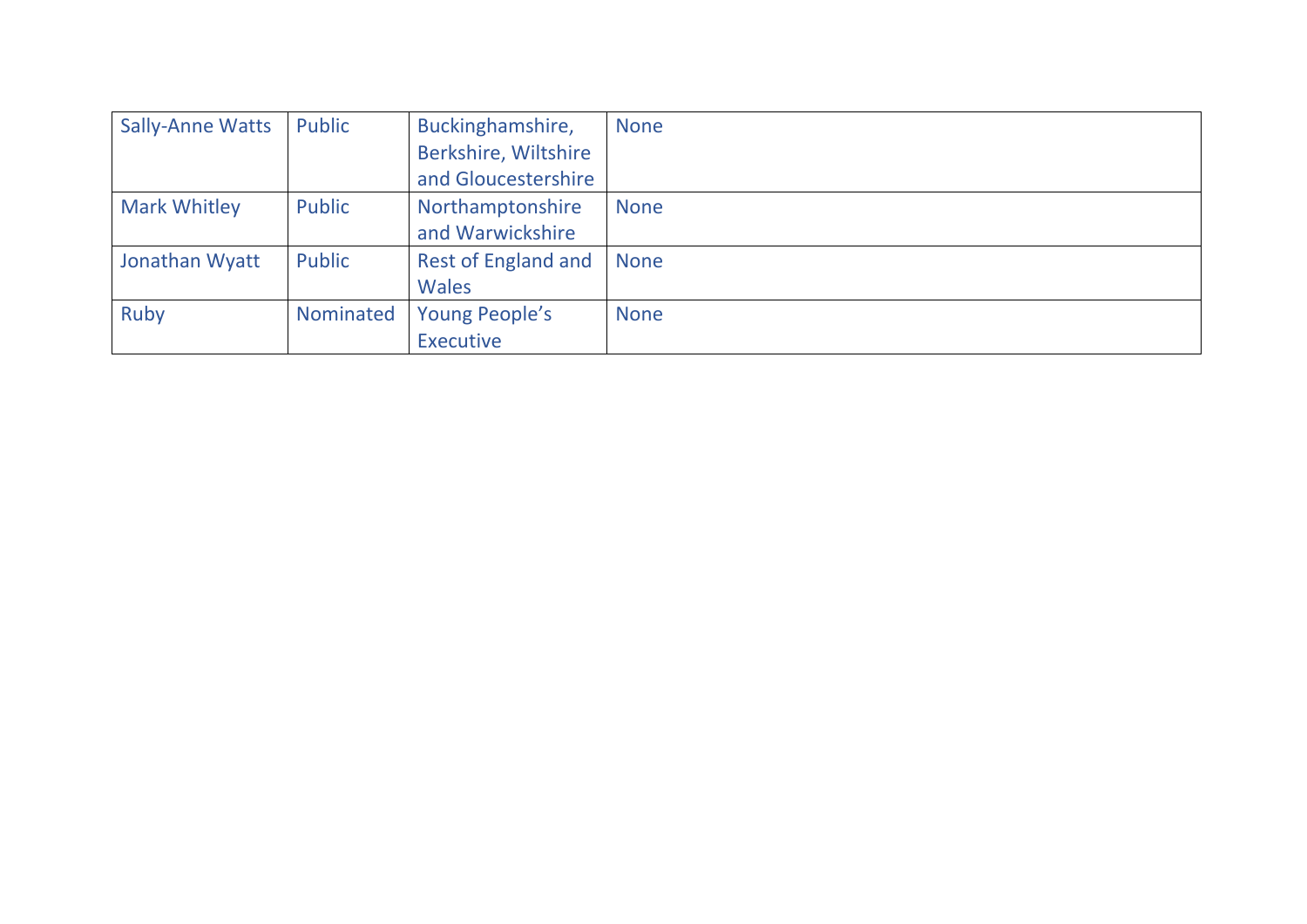| | | | |
|---|---|---|---|
| Sally-Anne Watts | Public | Buckinghamshire, Berkshire, Wiltshire and Gloucestershire | None |
| Mark Whitley | Public | Northamptonshire and Warwickshire | None |
| Jonathan Wyatt | Public | Rest of England and Wales | None |
| Ruby | Nominated | Young People's Executive | None |